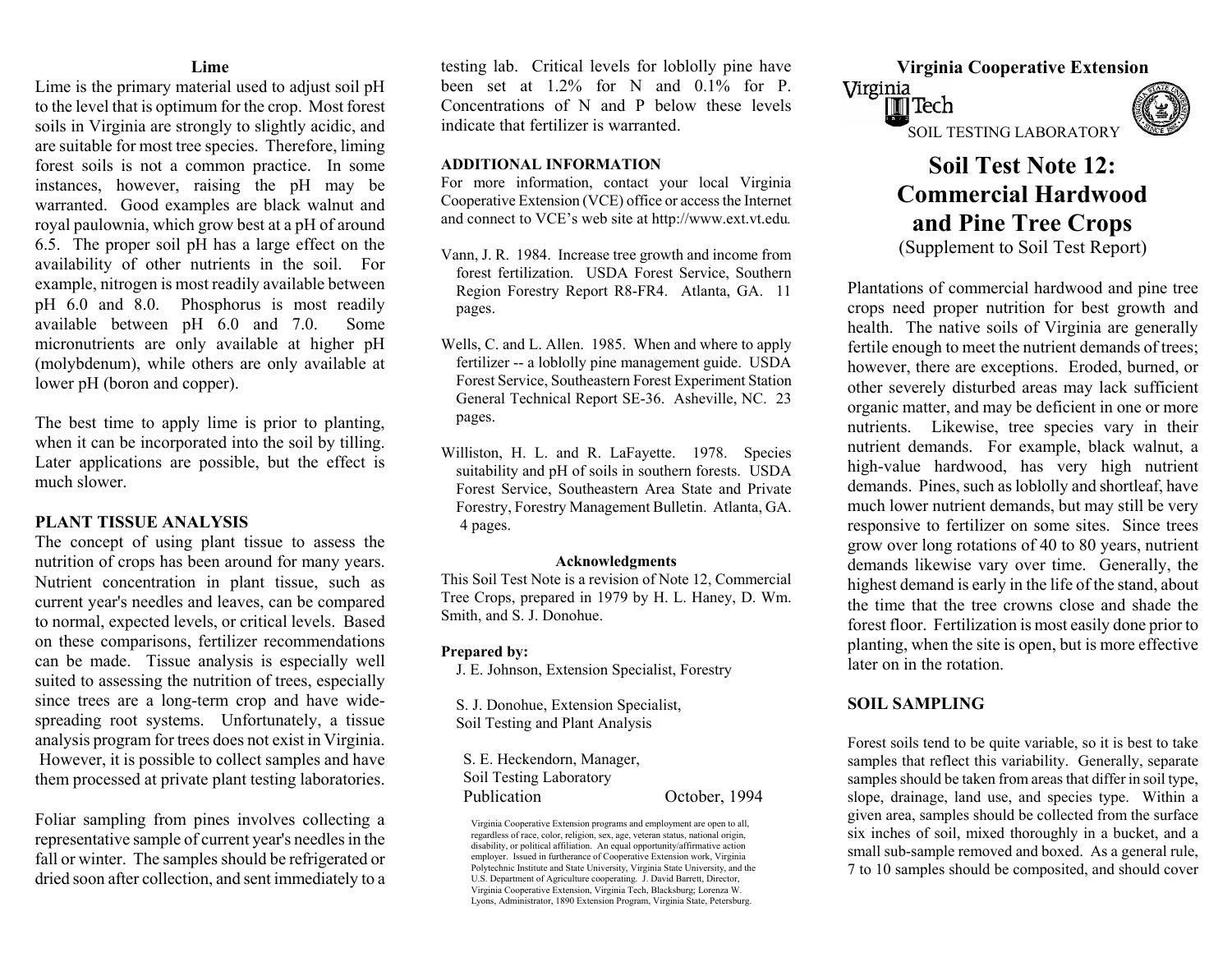### Lime

Lime is the primary material used to adjust soil pH to the level that is optimum for the crop. Most forest soils in Virginia are strongly to slightly acidic, and are suitable for most tree species. Therefore, liming forest soils is not a common practice. In some instances, however, raising the pH may be warranted. Good examples are black walnut and royal paulownia, which grow best at a pH of around 6.5. The proper soil pH has a large effect on the availability of other nutrients in the soil. For example, nitrogen is most readily available between pH 6.0 and 8.0. Phosphorus is most readily available between pH 6.0 and 7.0. Some micronutrients are only available at higher pH (molybdenum), while others are only available at lower pH (boron and copper).

The best time to apply lime is prior to planting, when it can be incorporated into the soil by tilling. Later applications are possible, but the effect is much slower.

## PLANT TISSUE ANALYSIS

The concept of using plant tissue to assess the nutrition of crops has been around for many years. Nutrient concentration in plant tissue, such as current year's needles and leaves, can be compared to normal, expected levels, or critical levels. Based on these comparisons, fertilizer recommendations can be made. Tissue analysis is especially well suited to assessing the nutrition of trees, especially since trees are a long-term crop and have wide-spreading root systems. Unfortunately, a tissue analysis program for trees does not exist in Virginia. However, it is possible to collect samples and have them processed at private plant testing laboratories.

Foliar sampling from pines involves collecting a representative sample of current year's needles in the fall or winter. The samples should be refrigerated or dried soon after collection, and sent immediately to a testing lab. Critical levels for loblolly pine have been set at 1.2% for N and 0.1% for P. Concentrations of N and P below these levels indicate that fertilizer is warranted.

## ADDITIONAL INFORMATION

For more information, contact your local Virginia Cooperative Extension (VCE) office or access the Internet and connect to VCE's web site at http://www.ext.vt.edu.

Vann, J. R. 1984. Increase tree growth and income from forest fertilization. USDA Forest Service, Southern Region Forestry Report R8-FR4. Atlanta, GA. 11 pages.

Wells, C. and L. Allen. 1985. When and where to apply fertilizer -- a loblolly pine management guide. USDA Forest Service, Southeastern Forest Experiment Station General Technical Report SE-36. Asheville, NC. 23 pages.

Williston, H. L. and R. LaFayette. 1978. Species suitability and pH of soils in southern forests. USDA Forest Service, Southeastern Area State and Private Forestry, Forestry Management Bulletin. Atlanta, GA. 4 pages.

### Acknowledgments

This Soil Test Note is a revision of Note 12, Commercial Tree Crops, prepared in 1979 by H. L. Haney, D. Wm. Smith, and S. J. Donohue.

**Prepared by:**

J. E. Johnson, Extension Specialist, Forestry

S. J. Donohue, Extension Specialist, Soil Testing and Plant Analysis

S. E. Heckendorn, Manager, Soil Testing Laboratory

Publication October, 1994

Virginia Cooperative Extension programs and employment are open to all, regardless of race, color, religion, sex, age, veteran status, national origin, disability, or political affiliation. An equal opportunity/affirmative action employer. Issued in furtherance of Cooperative Extension work, Virginia Polytechnic Institute and State University, Virginia State University, and the U.S. Department of Agriculture cooperating. J. David Barrett, Director, Virginia Cooperative Extension, Virginia Tech, Blacksburg; Lorenza W. Lyons, Administrator, 1890 Extension Program, Virginia State, Petersburg.

**Virginia Cooperative Extension**

Virginia Tech

SOIL TESTING LABORATORY

# Soil Test Note 12: Commercial Hardwood and Pine Tree Crops

(Supplement to Soil Test Report)

Plantations of commercial hardwood and pine tree crops need proper nutrition for best growth and health. The native soils of Virginia are generally fertile enough to meet the nutrient demands of trees; however, there are exceptions. Eroded, burned, or other severely disturbed areas may lack sufficient organic matter, and may be deficient in one or more nutrients. Likewise, tree species vary in their nutrient demands. For example, black walnut, a high-value hardwood, has very high nutrient demands. Pines, such as loblolly and shortleaf, have much lower nutrient demands, but may still be very responsive to fertilizer on some sites. Since trees grow over long rotations of 40 to 80 years, nutrient demands likewise vary over time. Generally, the highest demand is early in the life of the stand, about the time that the tree crowns close and shade the forest floor. Fertilization is most easily done prior to planting, when the site is open, but is more effective later on in the rotation.

## SOIL SAMPLING

Forest soils tend to be quite variable, so it is best to take samples that reflect this variability. Generally, separate samples should be taken from areas that differ in soil type, slope, drainage, land use, and species type. Within a given area, samples should be collected from the surface six inches of soil, mixed thoroughly in a bucket, and a small sub-sample removed and boxed. As a general rule, 7 to 10 samples should be composited, and should cover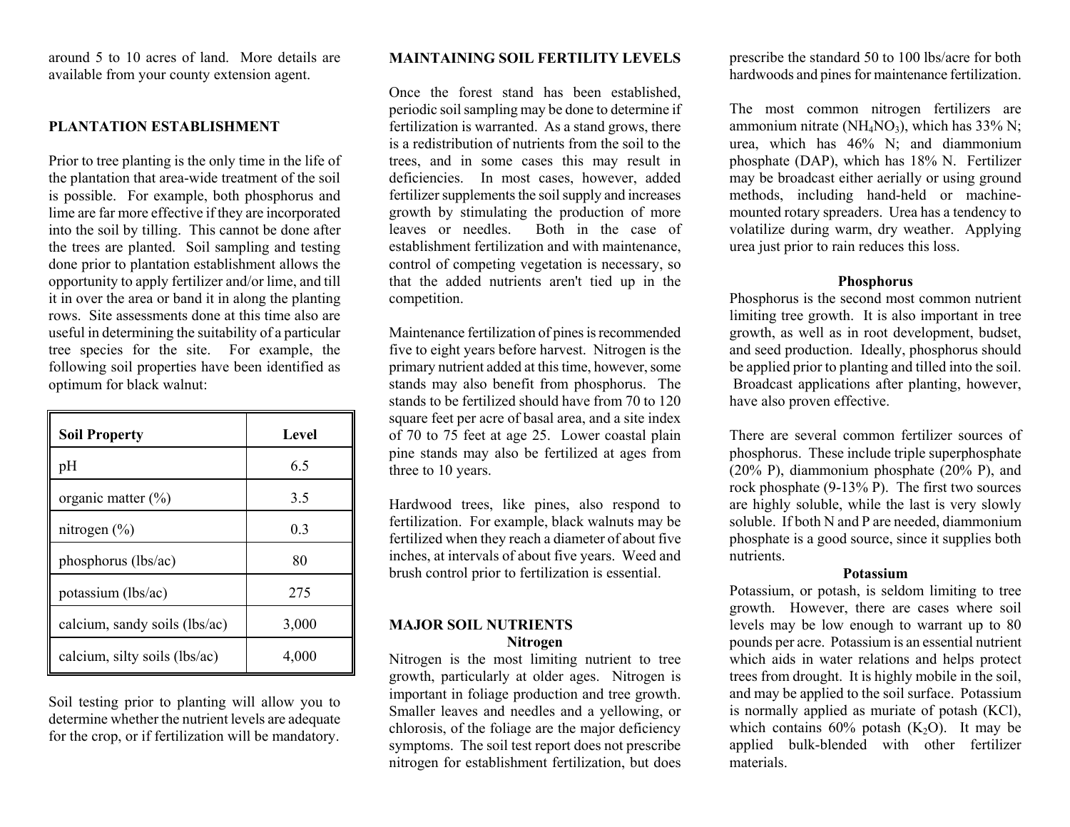around 5 to 10 acres of land. More details are available from your county extension agent.

## PLANTATION ESTABLISHMENT

Prior to tree planting is the only time in the life of the plantation that area-wide treatment of the soil is possible. For example, both phosphorus and lime are far more effective if they are incorporated into the soil by tilling. This cannot be done after the trees are planted. Soil sampling and testing done prior to plantation establishment allows the opportunity to apply fertilizer and/or lime, and till it in over the area or band it in along the planting rows. Site assessments done at this time also are useful in determining the suitability of a particular tree species for the site. For example, the following soil properties have been identified as optimum for black walnut:

| Soil Property | Level |
|---|---|
| pH | 6.5 |
| organic matter (%) | 3.5 |
| nitrogen (%) | 0.3 |
| phosphorus (lbs/ac) | 80 |
| potassium (lbs/ac) | 275 |
| calcium, sandy soils (lbs/ac) | 3,000 |
| calcium, silty soils (lbs/ac) | 4,000 |

Soil testing prior to planting will allow you to determine whether the nutrient levels are adequate for the crop, or if fertilization will be mandatory.

## MAINTAINING SOIL FERTILITY LEVELS

Once the forest stand has been established, periodic soil sampling may be done to determine if fertilization is warranted. As a stand grows, there is a redistribution of nutrients from the soil to the trees, and in some cases this may result in deficiencies. In most cases, however, added fertilizer supplements the soil supply and increases growth by stimulating the production of more leaves or needles. Both in the case of establishment fertilization and with maintenance, control of competing vegetation is necessary, so that the added nutrients aren't tied up in the competition.

Maintenance fertilization of pines is recommended five to eight years before harvest. Nitrogen is the primary nutrient added at this time, however, some stands may also benefit from phosphorus. The stands to be fertilized should have from 70 to 120 square feet per acre of basal area, and a site index of 70 to 75 feet at age 25. Lower coastal plain pine stands may also be fertilized at ages from three to 10 years.

Hardwood trees, like pines, also respond to fertilization. For example, black walnuts may be fertilized when they reach a diameter of about five inches, at intervals of about five years. Weed and brush control prior to fertilization is essential.

## MAJOR SOIL NUTRIENTS

### Nitrogen

Nitrogen is the most limiting nutrient to tree growth, particularly at older ages. Nitrogen is important in foliage production and tree growth. Smaller leaves and needles and a yellowing, or chlorosis, of the foliage are the major deficiency symptoms. The soil test report does not prescribe nitrogen for establishment fertilization, but does prescribe the standard 50 to 100 lbs/acre for both hardwoods and pines for maintenance fertilization.

The most common nitrogen fertilizers are ammonium nitrate ($NH_4NO_3$), which has 33% N; urea, which has 46% N; and diammonium phosphate (DAP), which has 18% N. Fertilizer may be broadcast either aerially or using ground methods, including hand-held or machine-mounted rotary spreaders. Urea has a tendency to volatilize during warm, dry weather. Applying urea just prior to rain reduces this loss.

### Phosphorus

Phosphorus is the second most common nutrient limiting tree growth. It is also important in tree growth, as well as in root development, budset, and seed production. Ideally, phosphorus should be applied prior to planting and tilled into the soil. Broadcast applications after planting, however, have also proven effective.

There are several common fertilizer sources of phosphorus. These include triple superphosphate (20% P), diammonium phosphate (20% P), and rock phosphate (9-13% P). The first two sources are highly soluble, while the last is very slowly soluble. If both N and P are needed, diammonium phosphate is a good source, since it supplies both nutrients.

### Potassium

Potassium, or potash, is seldom limiting to tree growth. However, there are cases where soil levels may be low enough to warrant up to 80 pounds per acre. Potassium is an essential nutrient which aids in water relations and helps protect trees from drought. It is highly mobile in the soil, and may be applied to the soil surface. Potassium is normally applied as muriate of potash (KCl), which contains 60% potash ($K_2O$). It may be applied bulk-blended with other fertilizer materials.